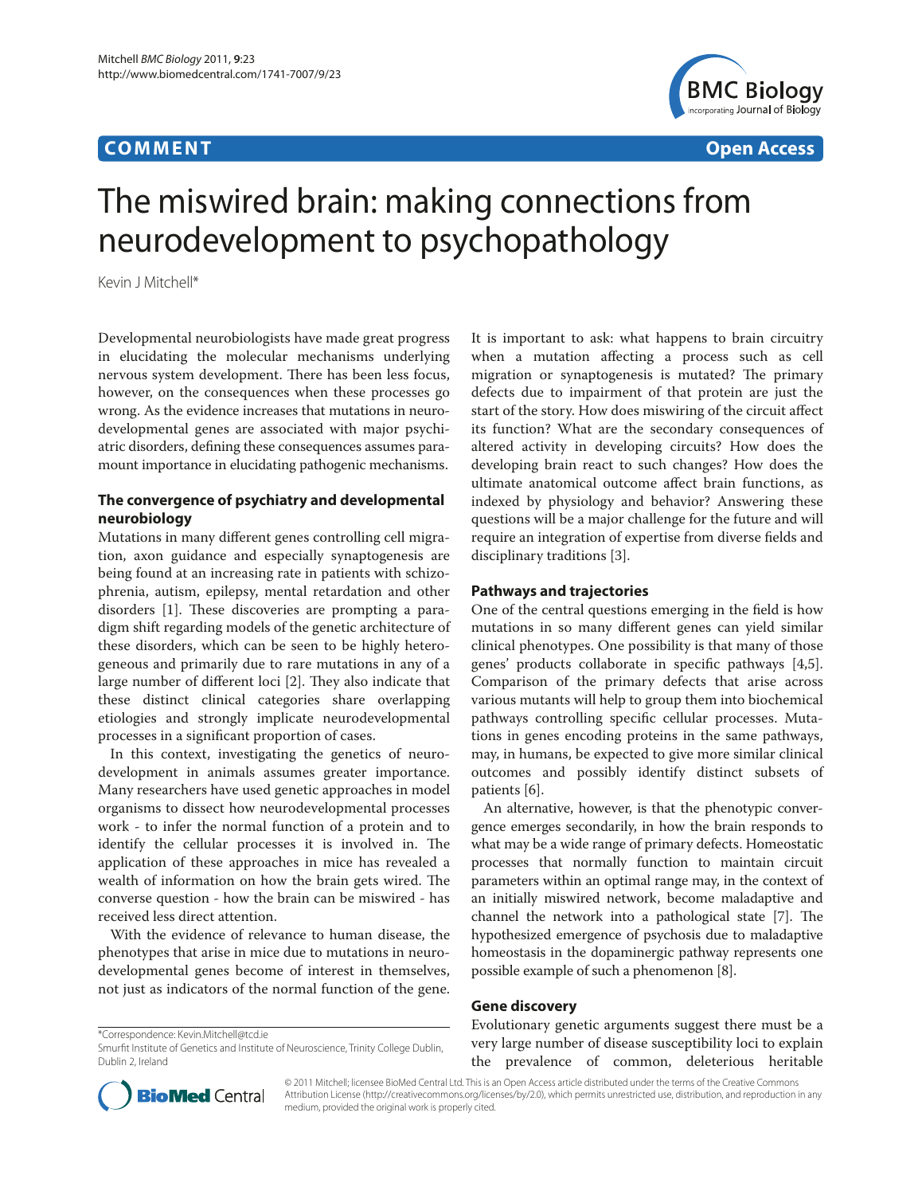**COMMENT** **Open Access**

# The miswired brain: making connections from neurodevelopment to psychopathology

Kevin J Mitchell*

Developmental neurobiologists have made great progress in elucidating the molecular mechanisms underlying nervous system development. There has been less focus, however, on the consequences when these processes go wrong. As the evidence increases that mutations in neurodevelopmental genes are associated with major psychiatric disorders, defining these consequences assumes paramount importance in elucidating pathogenic mechanisms.

## The convergence of psychiatry and developmental neurobiology

Mutations in many different genes controlling cell migration, axon guidance and especially synaptogenesis are being found at an increasing rate in patients with schizophrenia, autism, epilepsy, mental retardation and other disorders [1]. These discoveries are prompting a paradigm shift regarding models of the genetic architecture of these disorders, which can be seen to be highly heterogeneous and primarily due to rare mutations in any of a large number of different loci [2]. They also indicate that these distinct clinical categories share overlapping etiologies and strongly implicate neurodevelopmental processes in a significant proportion of cases.

In this context, investigating the genetics of neurodevelopment in animals assumes greater importance. Many researchers have used genetic approaches in model organisms to dissect how neurodevelopmental processes work - to infer the normal function of a protein and to identify the cellular processes it is involved in. The application of these approaches in mice has revealed a wealth of information on how the brain gets wired. The converse question - how the brain can be miswired - has received less direct attention.

With the evidence of relevance to human disease, the phenotypes that arise in mice due to mutations in neurodevelopmental genes become of interest in themselves, not just as indicators of the normal function of the gene. It is important to ask: what happens to brain circuitry when a mutation affecting a process such as cell migration or synaptogenesis is mutated? The primary defects due to impairment of that protein are just the start of the story. How does miswiring of the circuit affect its function? What are the secondary consequences of altered activity in developing circuits? How does the developing brain react to such changes? How does the ultimate anatomical outcome affect brain functions, as indexed by physiology and behavior? Answering these questions will be a major challenge for the future and will require an integration of expertise from diverse fields and disciplinary traditions [3].

## Pathways and trajectories

One of the central questions emerging in the field is how mutations in so many different genes can yield similar clinical phenotypes. One possibility is that many of those genes' products collaborate in specific pathways [4,5]. Comparison of the primary defects that arise across various mutants will help to group them into biochemical pathways controlling specific cellular processes. Mutations in genes encoding proteins in the same pathways, may, in humans, be expected to give more similar clinical outcomes and possibly identify distinct subsets of patients [6].

An alternative, however, is that the phenotypic convergence emerges secondarily, in how the brain responds to what may be a wide range of primary defects. Homeostatic processes that normally function to maintain circuit parameters within an optimal range may, in the context of an initially miswired network, become maladaptive and channel the network into a pathological state [7]. The hypothesized emergence of psychosis due to maladaptive homeostasis in the dopaminergic pathway represents one possible example of such a phenomenon [8].

## Gene discovery

Evolutionary genetic arguments suggest there must be a very large number of disease susceptibility loci to explain the prevalence of common, deleterious heritable

*Correspondence: Kevin.Mitchell@tcd.ie
Smurfit Institute of Genetics and Institute of Neuroscience, Trinity College Dublin, Dublin 2, Ireland

© 2011 Mitchell; licensee BioMed Central Ltd. This is an Open Access article distributed under the terms of the Creative Commons Attribution License (http://creativecommons.org/licenses/by/2.0), which permits unrestricted use, distribution, and reproduction in any medium, provided the original work is properly cited.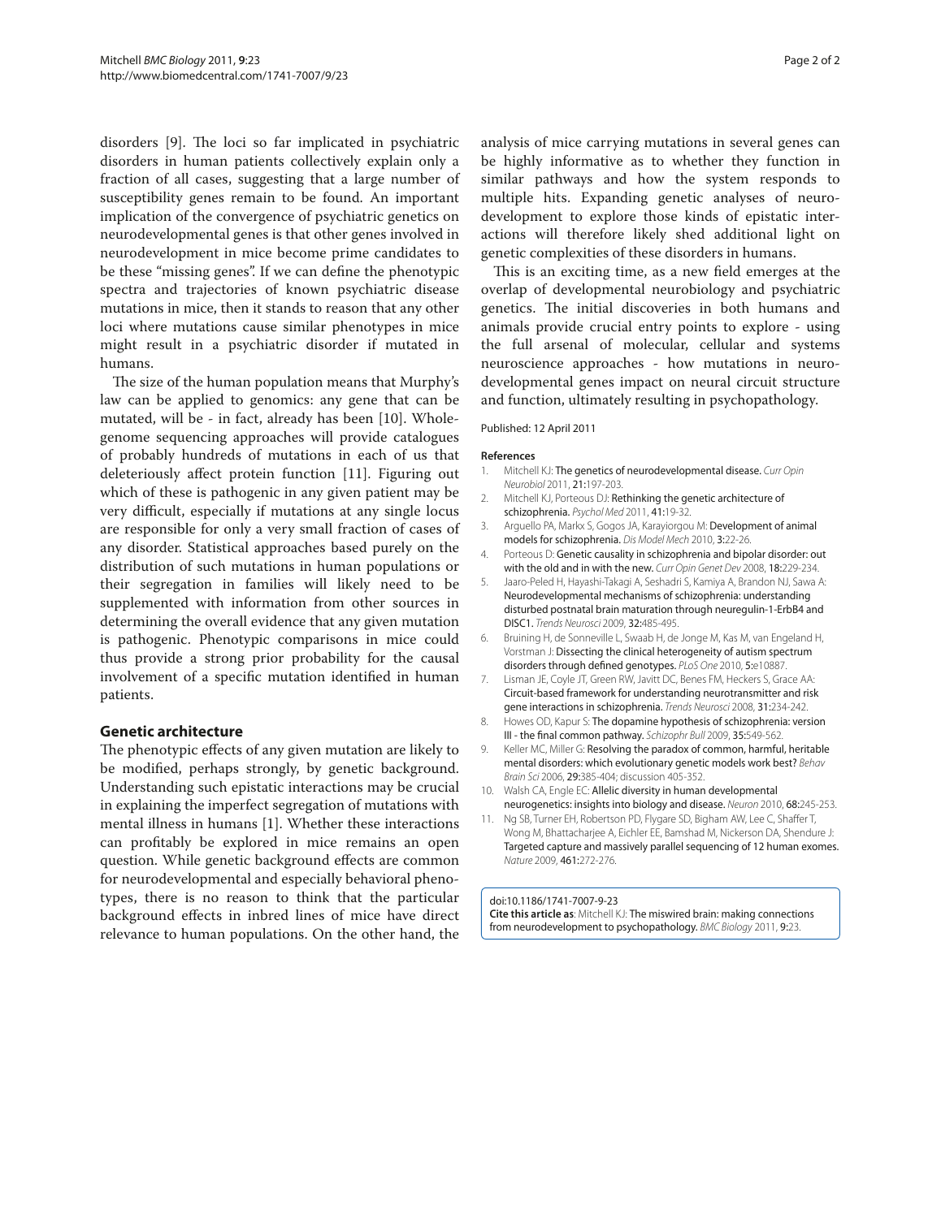disorders [9]. The loci so far implicated in psychiatric disorders in human patients collectively explain only a fraction of all cases, suggesting that a large number of susceptibility genes remain to be found. An important implication of the convergence of psychiatric genetics on neurodevelopmental genes is that other genes involved in neurodevelopment in mice become prime candidates to be these "missing genes". If we can define the phenotypic spectra and trajectories of known psychiatric disease mutations in mice, then it stands to reason that any other loci where mutations cause similar phenotypes in mice might result in a psychiatric disorder if mutated in humans.

The size of the human population means that Murphy's law can be applied to genomics: any gene that can be mutated, will be - in fact, already has been [10]. Whole-genome sequencing approaches will provide catalogues of probably hundreds of mutations in each of us that deleteriously affect protein function [11]. Figuring out which of these is pathogenic in any given patient may be very difficult, especially if mutations at any single locus are responsible for only a very small fraction of cases of any disorder. Statistical approaches based purely on the distribution of such mutations in human populations or their segregation in families will likely need to be supplemented with information from other sources in determining the overall evidence that any given mutation is pathogenic. Phenotypic comparisons in mice could thus provide a strong prior probability for the causal involvement of a specific mutation identified in human patients.

## Genetic architecture

The phenotypic effects of any given mutation are likely to be modified, perhaps strongly, by genetic background. Understanding such epistatic interactions may be crucial in explaining the imperfect segregation of mutations with mental illness in humans [1]. Whether these interactions can profitably be explored in mice remains an open question. While genetic background effects are common for neurodevelopmental and especially behavioral phenotypes, there is no reason to think that the particular background effects in inbred lines of mice have direct relevance to human populations. On the other hand, the analysis of mice carrying mutations in several genes can be highly informative as to whether they function in similar pathways and how the system responds to multiple hits. Expanding genetic analyses of neurodevelopment to explore those kinds of epistatic interactions will therefore likely shed additional light on genetic complexities of these disorders in humans.

This is an exciting time, as a new field emerges at the overlap of developmental neurobiology and psychiatric genetics. The initial discoveries in both humans and animals provide crucial entry points to explore - using the full arsenal of molecular, cellular and systems neuroscience approaches - how mutations in neurodevelopmental genes impact on neural circuit structure and function, ultimately resulting in psychopathology.

Published: 12 April 2011

### References

1. Mitchell KJ: **The genetics of neurodevelopmental disease.** *Curr Opin Neurobiol* 2011, **21**:197-203.
2. Mitchell KJ, Porteous DJ: **Rethinking the genetic architecture of schizophrenia.** *Psychol Med* 2011, **41**:19-32.
3. Arguello PA, Markx S, Gogos JA, Karayiorgou M: **Development of animal models for schizophrenia.** *Dis Model Mech* 2010, **3**:22-26.
4. Porteous D: **Genetic causality in schizophrenia and bipolar disorder: out with the old and in with the new.** *Curr Opin Genet Dev* 2008, **18**:229-234.
5. Jaaro-Peled H, Hayashi-Takagi A, Seshadri S, Kamiya A, Brandon NJ, Sawa A: **Neurodevelopmental mechanisms of schizophrenia: understanding disturbed postnatal brain maturation through neuregulin-1-ErbB4 and DISC1.** *Trends Neurosci* 2009, **32**:485-495.
6. Bruining H, de Sonneville L, Swaab H, de Jonge M, Kas M, van Engeland H, Vorstman J: **Dissecting the clinical heterogeneity of autism spectrum disorders through defined genotypes.** *PLoS One* 2010, **5**:e10887.
7. Lisman JE, Coyle JT, Green RW, Javitt DC, Benes FM, Heckers S, Grace AA: **Circuit-based framework for understanding neurotransmitter and risk gene interactions in schizophrenia.** *Trends Neurosci* 2008, **31**:234-242.
8. Howes OD, Kapur S: **The dopamine hypothesis of schizophrenia: version III - the final common pathway.** *Schizophr Bull* 2009, **35**:549-562.
9. Keller MC, Miller G: **Resolving the paradox of common, harmful, heritable mental disorders: which evolutionary genetic models work best?** *Behav Brain Sci* 2006, **29**:385-404; discussion 405-352.
10. Walsh CA, Engle EC: **Allelic diversity in human developmental neurogenetics: insights into biology and disease.** *Neuron* 2010, **68**:245-253.
11. Ng SB, Turner EH, Robertson PD, Flygare SD, Bigham AW, Lee C, Shaffer T, Wong M, Bhattacharjee A, Eichler EE, Bamshad M, Nickerson DA, Shendure J: **Targeted capture and massively parallel sequencing of 12 human exomes.** *Nature* 2009, **461**:272-276.

doi:10.1186/1741-7007-9-23

**Cite this article as**: Mitchell KJ: The miswired brain: making connections from neurodevelopment to psychopathology. *BMC Biology* 2011, **9**:23.